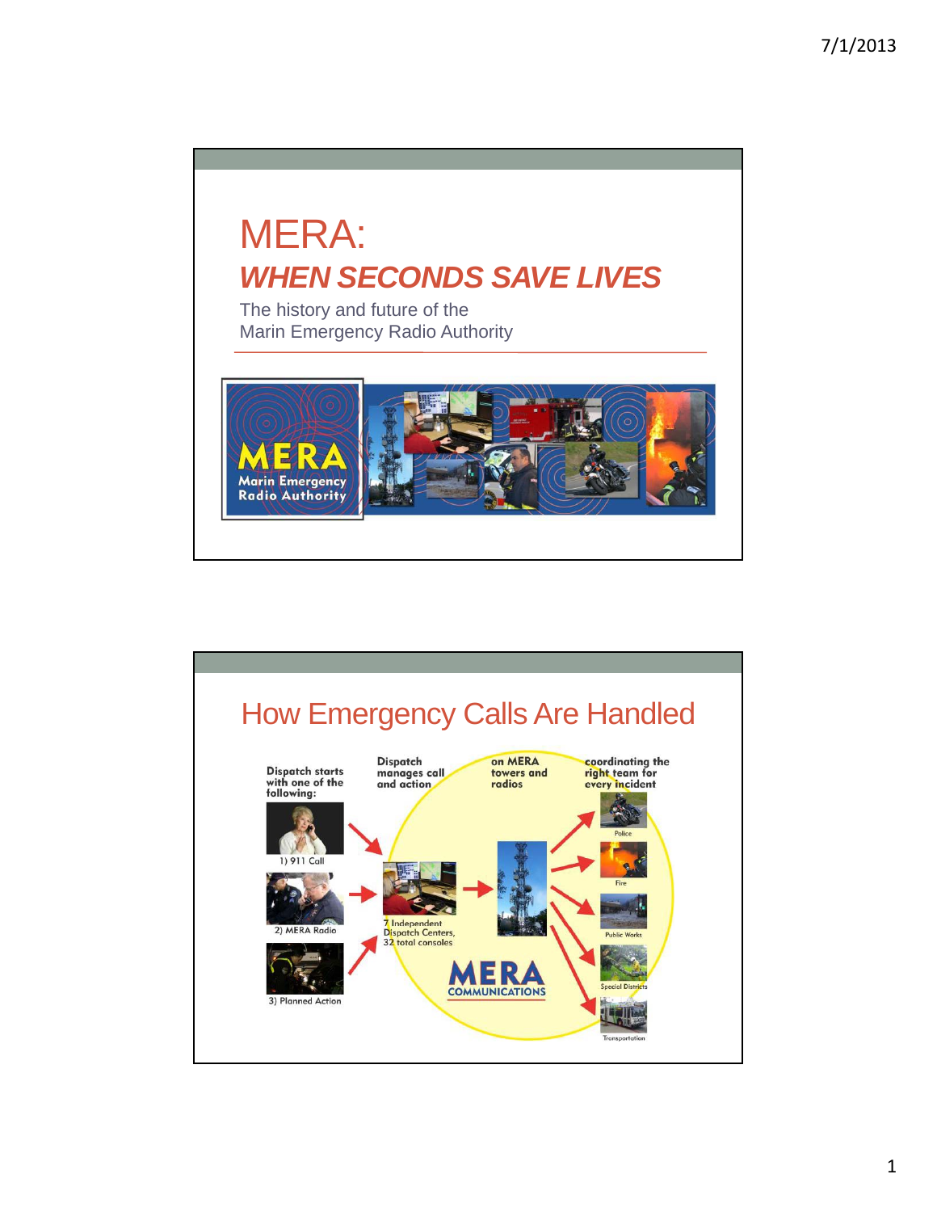# MERA:

## *WHEN SECONDS SAVE LIVES*

The history and future of the
Marin Emergency Radio Authority

MERA
Marin Emergency Radio Authority

# How Emergency Calls Are Handled

Dispatch starts with one of the following:

1) 911 Call

2) MERA Radio

3) Planned Action

Dispatch manages call and action

7 Independent Dispatch Centers, 32 total consoles

on MERA towers and radios

MERA COMMUNICATIONS

coordinating the right team for every incident

Police

Fire

Public Works

Special Districts

Transportation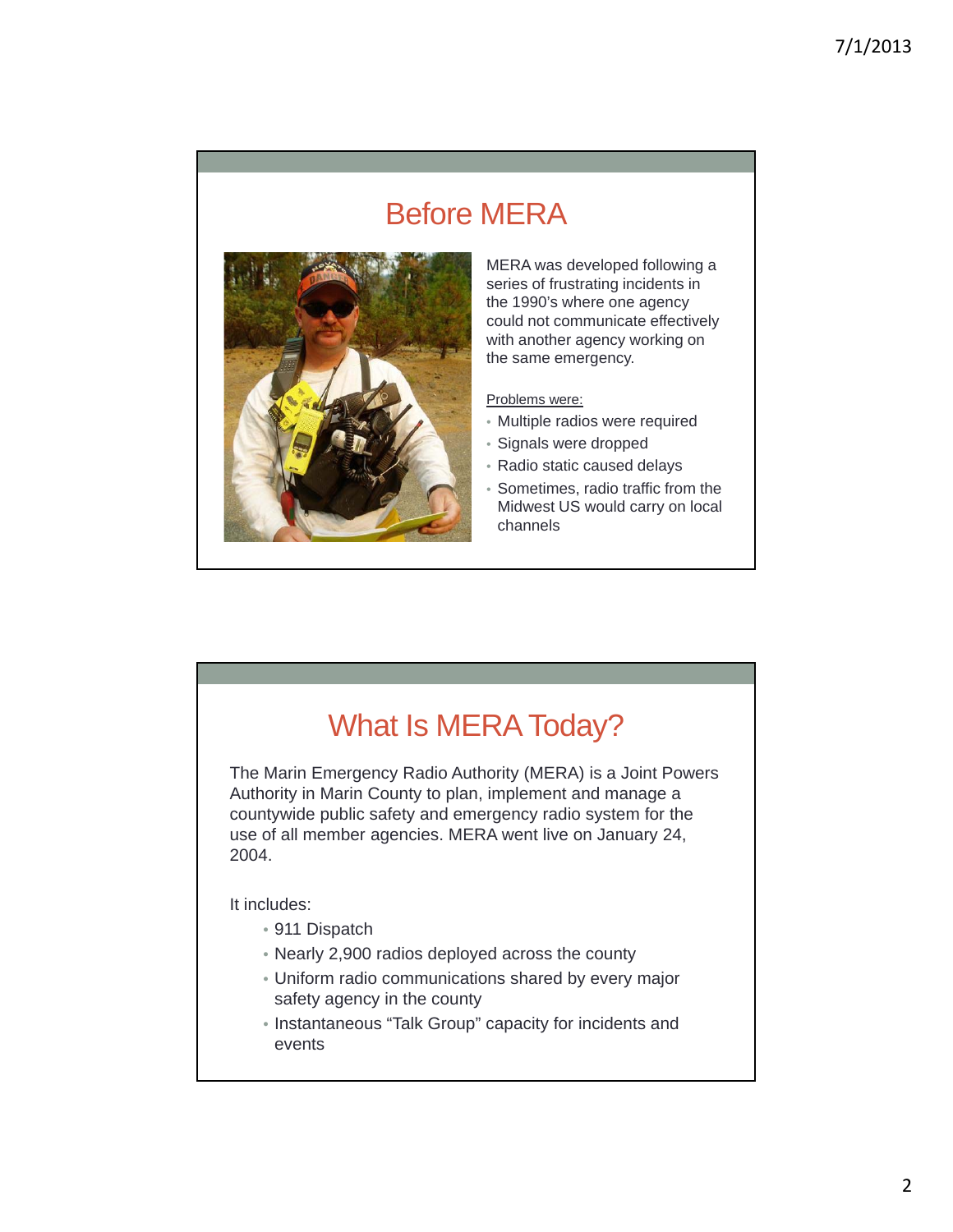## Before MERA

MERA was developed following a series of frustrating incidents in the 1990's where one agency could not communicate effectively with another agency working on the same emergency.

Problems were:

- Multiple radios were required
- Signals were dropped
- Radio static caused delays
- Sometimes, radio traffic from the Midwest US would carry on local channels

## What Is MERA Today?

The Marin Emergency Radio Authority (MERA) is a Joint Powers Authority in Marin County to plan, implement and manage a countywide public safety and emergency radio system for the use of all member agencies. MERA went live on January 24, 2004.

It includes:

- 911 Dispatch
- Nearly 2,900 radios deployed across the county
- Uniform radio communications shared by every major safety agency in the county
- Instantaneous "Talk Group" capacity for incidents and events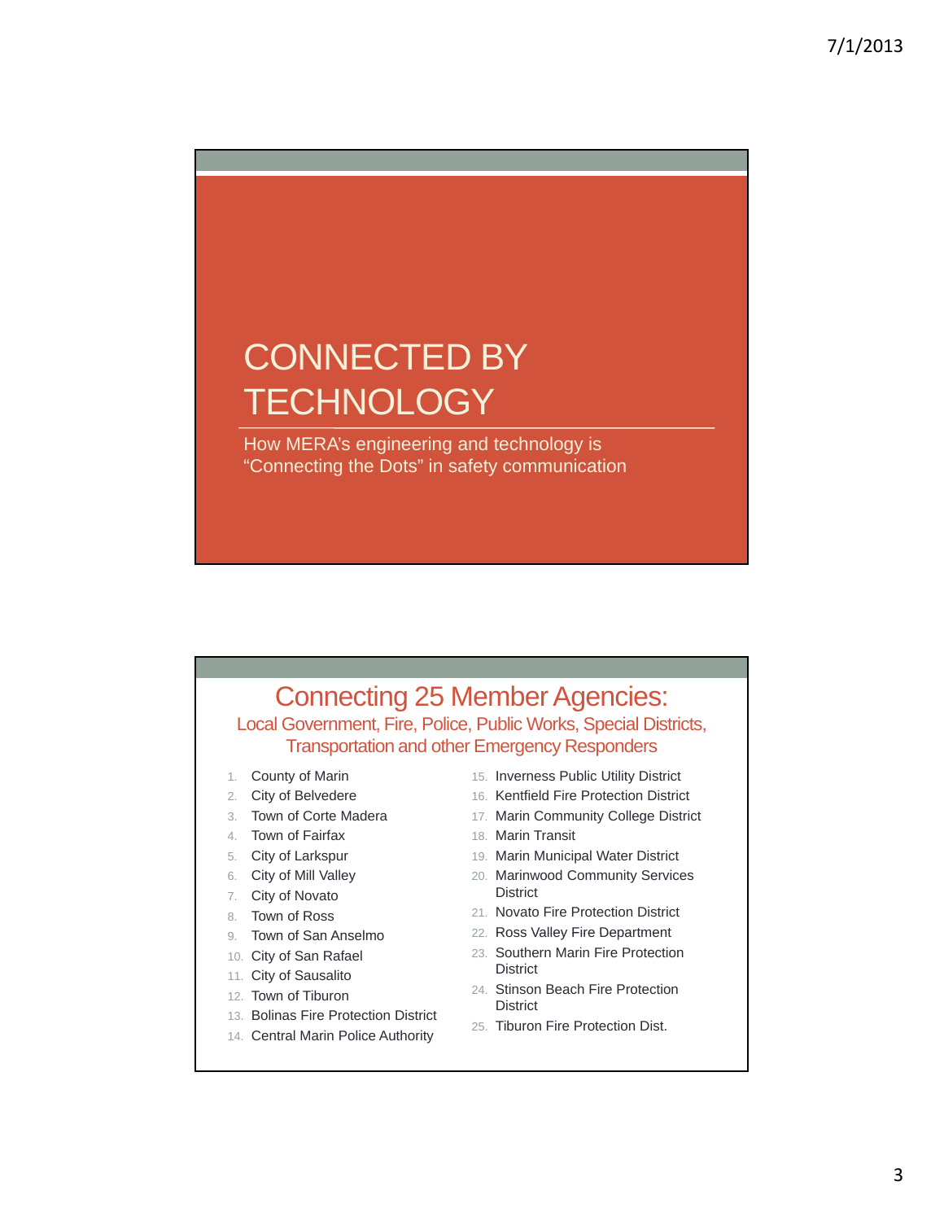# CONNECTED BY TECHNOLOGY

How MERA's engineering and technology is "Connecting the Dots" in safety communication

## Connecting 25 Member Agencies:

### Local Government, Fire, Police, Public Works, Special Districts, Transportation and other Emergency Responders

1. County of Marin
2. City of Belvedere
3. Town of Corte Madera
4. Town of Fairfax
5. City of Larkspur
6. City of Mill Valley
7. City of Novato
8. Town of Ross
9. Town of San Anselmo
10. City of San Rafael
11. City of Sausalito
12. Town of Tiburon
13. Bolinas Fire Protection District
14. Central Marin Police Authority
15. Inverness Public Utility District
16. Kentfield Fire Protection District
17. Marin Community College District
18. Marin Transit
19. Marin Municipal Water District
20. Marinwood Community Services District
21. Novato Fire Protection District
22. Ross Valley Fire Department
23. Southern Marin Fire Protection District
24. Stinson Beach Fire Protection District
25. Tiburon Fire Protection Dist.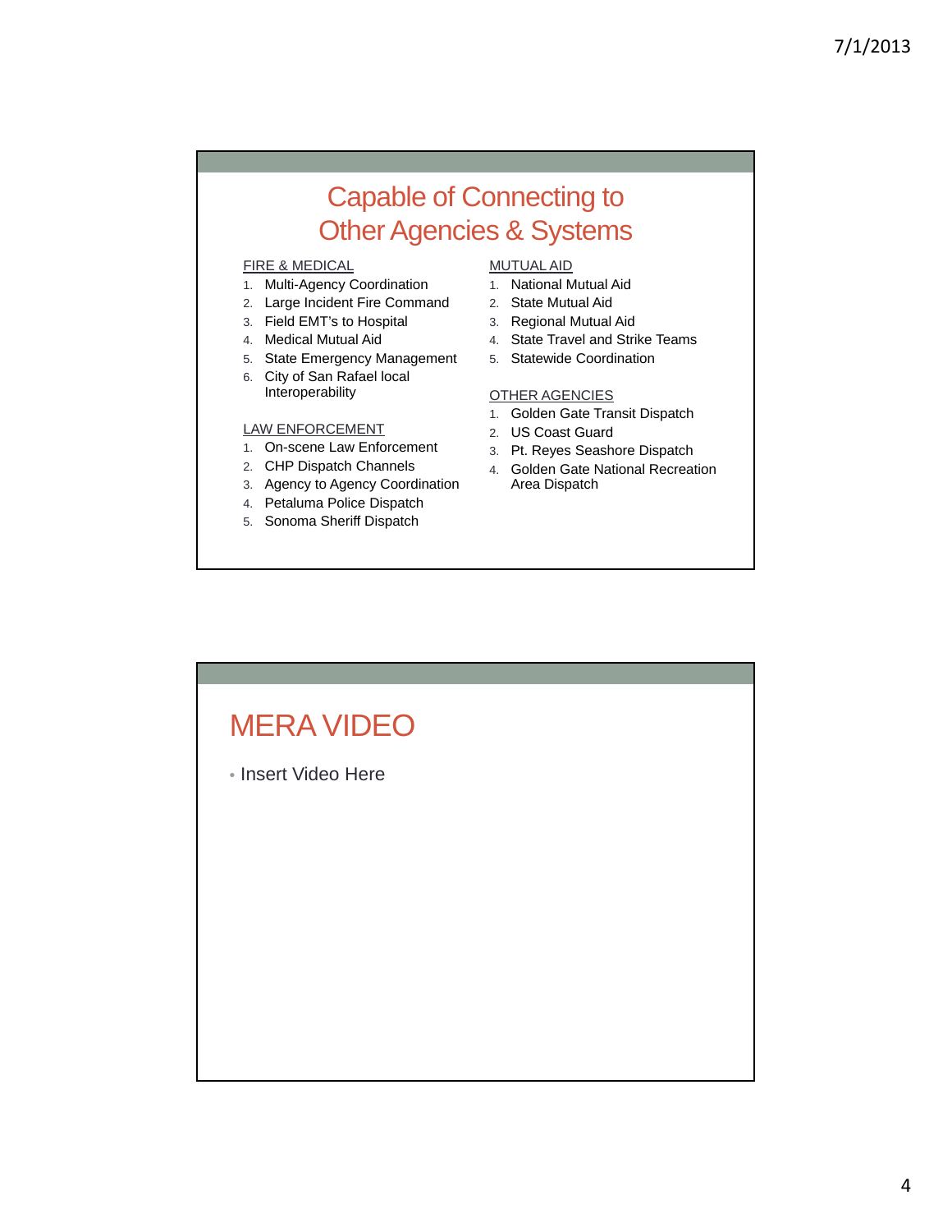## Capable of Connecting to Other Agencies & Systems

FIRE & MEDICAL

1. Multi-Agency Coordination
2. Large Incident Fire Command
3. Field EMT's to Hospital
4. Medical Mutual Aid
5. State Emergency Management
6. City of San Rafael local Interoperability

LAW ENFORCEMENT

1. On-scene Law Enforcement
2. CHP Dispatch Channels
3. Agency to Agency Coordination
4. Petaluma Police Dispatch
5. Sonoma Sheriff Dispatch

MUTUAL AID

1. National Mutual Aid
2. State Mutual Aid
3. Regional Mutual Aid
4. State Travel and Strike Teams
5. Statewide Coordination

OTHER AGENCIES

1. Golden Gate Transit Dispatch
2. US Coast Guard
3. Pt. Reyes Seashore Dispatch
4. Golden Gate National Recreation Area Dispatch

## MERA VIDEO

- Insert Video Here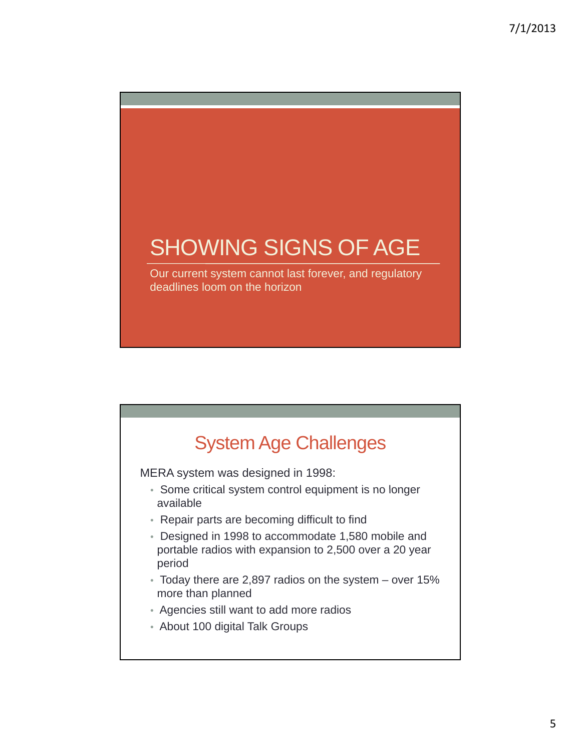# SHOWING SIGNS OF AGE

Our current system cannot last forever, and regulatory deadlines loom on the horizon

## System Age Challenges

MERA system was designed in 1998:

- Some critical system control equipment is no longer available
- Repair parts are becoming difficult to find
- Designed in 1998 to accommodate 1,580 mobile and portable radios with expansion to 2,500 over a 20 year period
- Today there are 2,897 radios on the system – over 15% more than planned
- Agencies still want to add more radios
- About 100 digital Talk Groups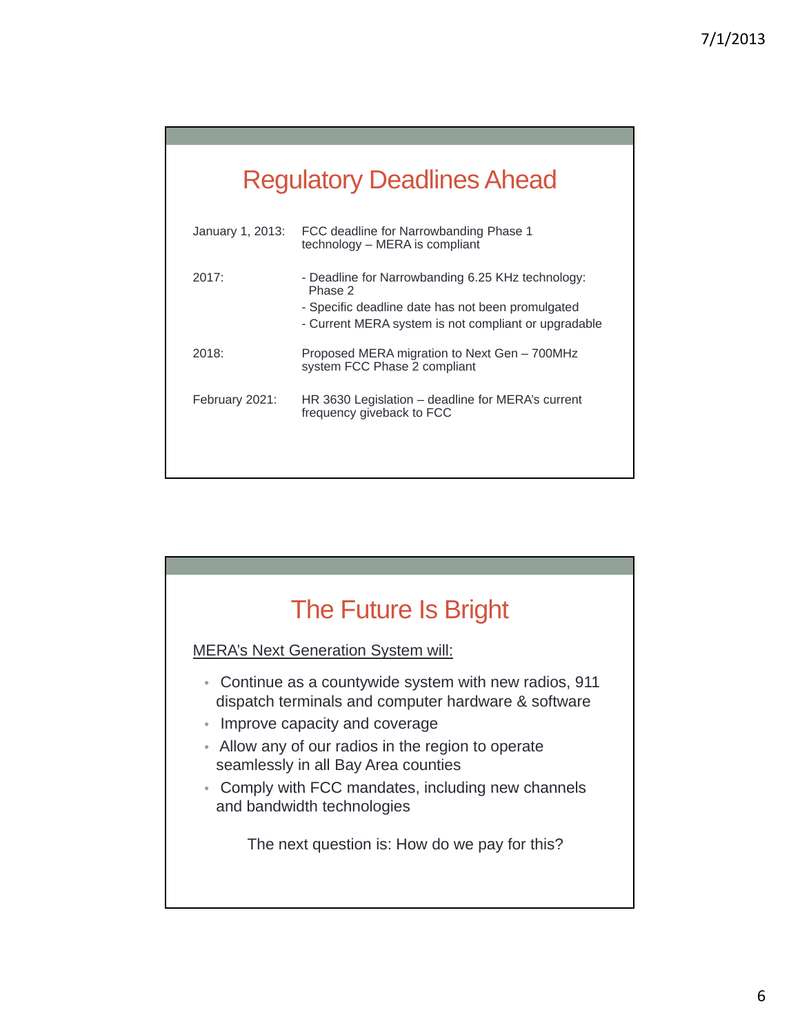## Regulatory Deadlines Ahead

| | |
|---|---|
| January 1, 2013: | FCC deadline for Narrowbanding Phase 1 technology – MERA is compliant |
| 2017: | - Deadline for Narrowbanding 6.25 KHz technology: Phase 2<br>- Specific deadline date has not been promulgated<br>- Current MERA system is not compliant or upgradable |
| 2018: | Proposed MERA migration to Next Gen – 700MHz system FCC Phase 2 compliant |
| February 2021: | HR 3630 Legislation – deadline for MERA's current frequency giveback to FCC |

## The Future Is Bright

MERA's Next Generation System will:

- Continue as a countywide system with new radios, 911 dispatch terminals and computer hardware & software
- Improve capacity and coverage
- Allow any of our radios in the region to operate seamlessly in all Bay Area counties
- Comply with FCC mandates, including new channels and bandwidth technologies

The next question is: How do we pay for this?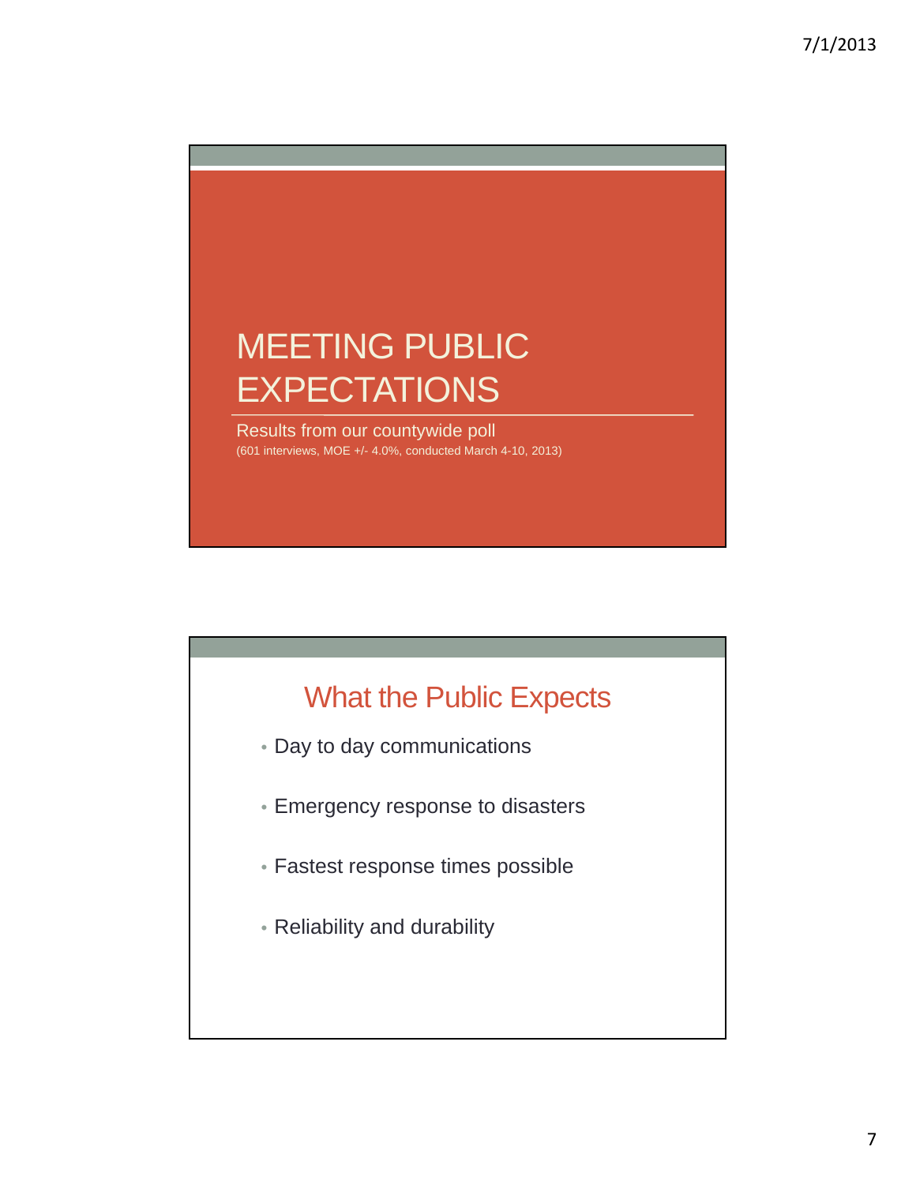# MEETING PUBLIC EXPECTATIONS

Results from our countywide poll

(601 interviews, MOE +/- 4.0%, conducted March 4-10, 2013)

## What the Public Expects

- Day to day communications
- Emergency response to disasters
- Fastest response times possible
- Reliability and durability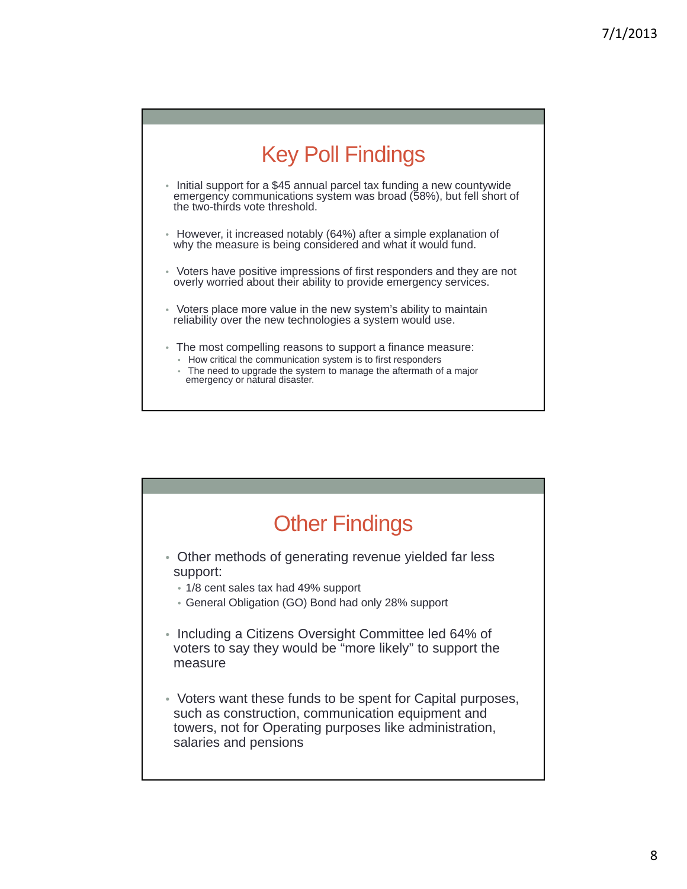## Key Poll Findings

- Initial support for a $45 annual parcel tax funding a new countywide emergency communications system was broad (58%), but fell short of the two-thirds vote threshold.
- However, it increased notably (64%) after a simple explanation of why the measure is being considered and what it would fund.
- Voters have positive impressions of first responders and they are not overly worried about their ability to provide emergency services.
- Voters place more value in the new system's ability to maintain reliability over the new technologies a system would use.
- The most compelling reasons to support a finance measure:
  - How critical the communication system is to first responders
  - The need to upgrade the system to manage the aftermath of a major emergency or natural disaster.

## Other Findings

- Other methods of generating revenue yielded far less support:
  - 1/8 cent sales tax had 49% support
  - General Obligation (GO) Bond had only 28% support
- Including a Citizens Oversight Committee led 64% of voters to say they would be "more likely" to support the measure
- Voters want these funds to be spent for Capital purposes, such as construction, communication equipment and towers, not for Operating purposes like administration, salaries and pensions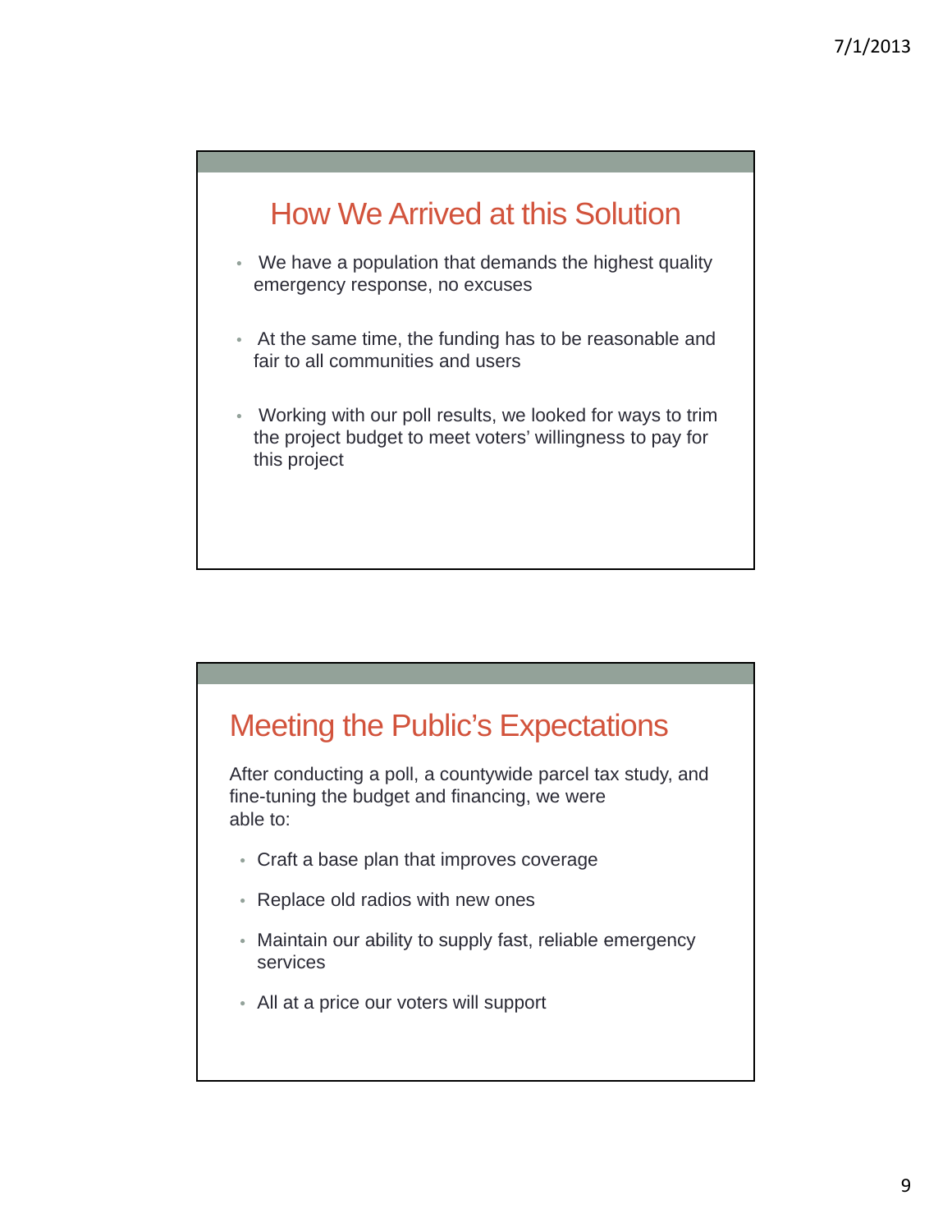## How We Arrived at this Solution

- We have a population that demands the highest quality emergency response, no excuses
- At the same time, the funding has to be reasonable and fair to all communities and users
- Working with our poll results, we looked for ways to trim the project budget to meet voters' willingness to pay for this project

## Meeting the Public's Expectations

After conducting a poll, a countywide parcel tax study, and fine-tuning the budget and financing, we were able to:

- Craft a base plan that improves coverage
- Replace old radios with new ones
- Maintain our ability to supply fast, reliable emergency services
- All at a price our voters will support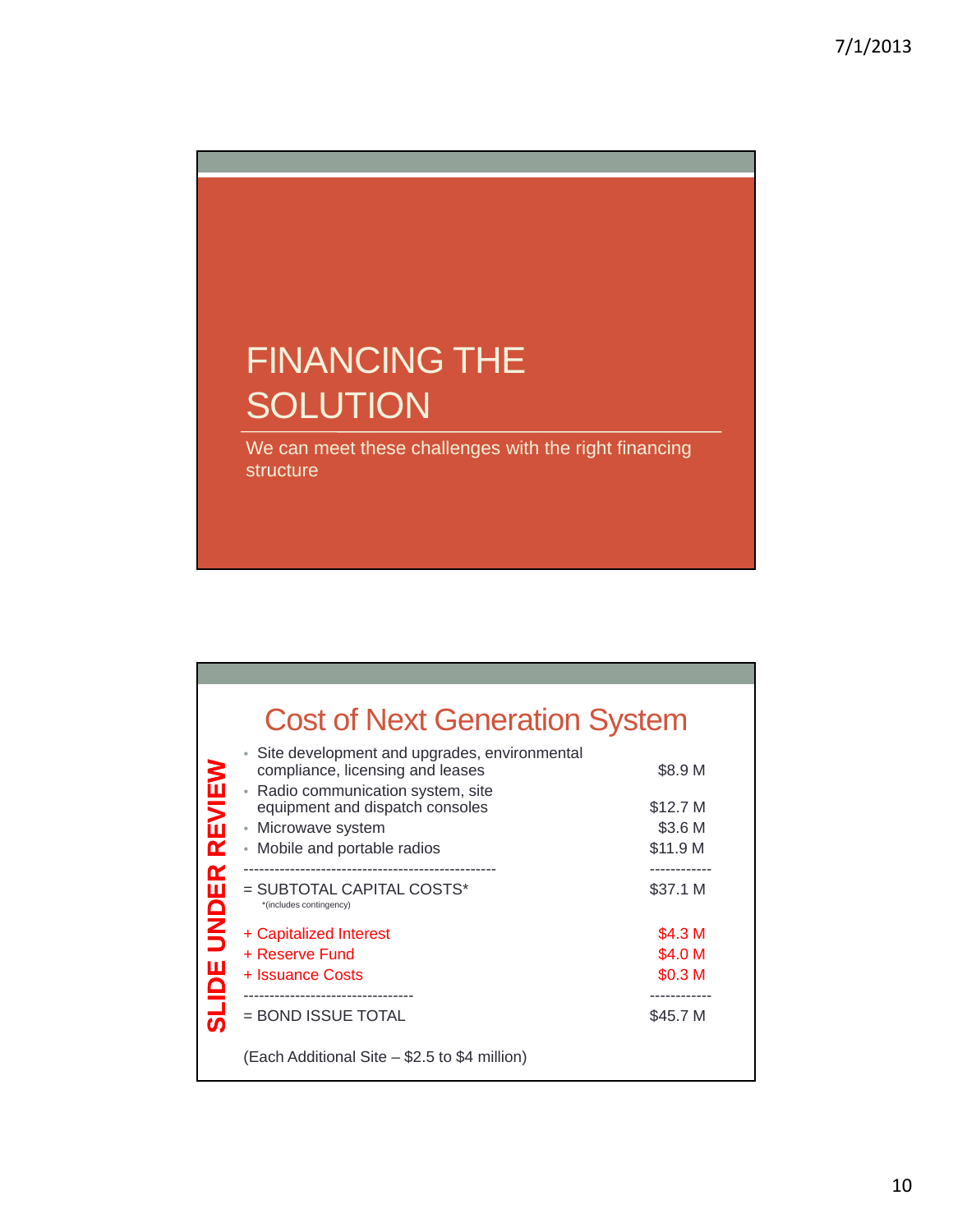# FINANCING THE SOLUTION

We can meet these challenges with the right financing structure

## Cost of Next Generation System

**SLIDE UNDER REVIEW**

| Item | Cost |
|---|---|
| • Site development and upgrades, environmental compliance, licensing and leases | $8.9 M |
| • Radio communication system, site equipment and dispatch consoles | $12.7 M |
| • Microwave system | $3.6 M |
| • Mobile and portable radios | $11.9 M |
| = SUBTOTAL CAPITAL COSTS* (*includes contingency) | $37.1 M |
| + Capitalized Interest | $4.3 M |
| + Reserve Fund | $4.0 M |
| + Issuance Costs | $0.3 M |
| = BOND ISSUE TOTAL | $45.7 M |

(Each Additional Site – $2.5 to $4 million)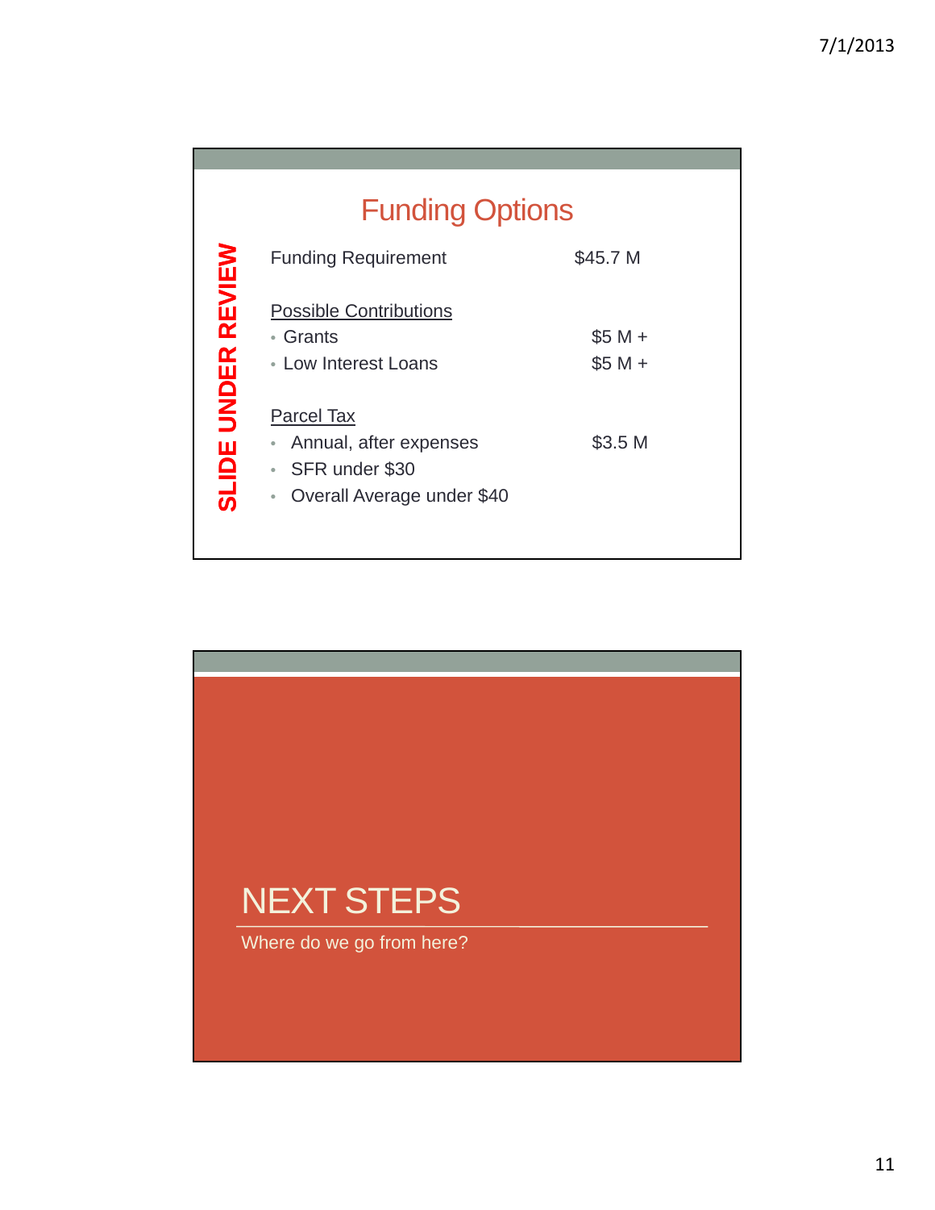## Funding Options

**SLIDE UNDER REVIEW**

| Funding Requirement | $45.7 M |
|---|---|

Possible Contributions

- Grants — $5 M +
- Low Interest Loans — $5 M +

Parcel Tax

- Annual, after expenses — $3.5 M
- SFR under $30
- Overall Average under $40

## NEXT STEPS

Where do we go from here?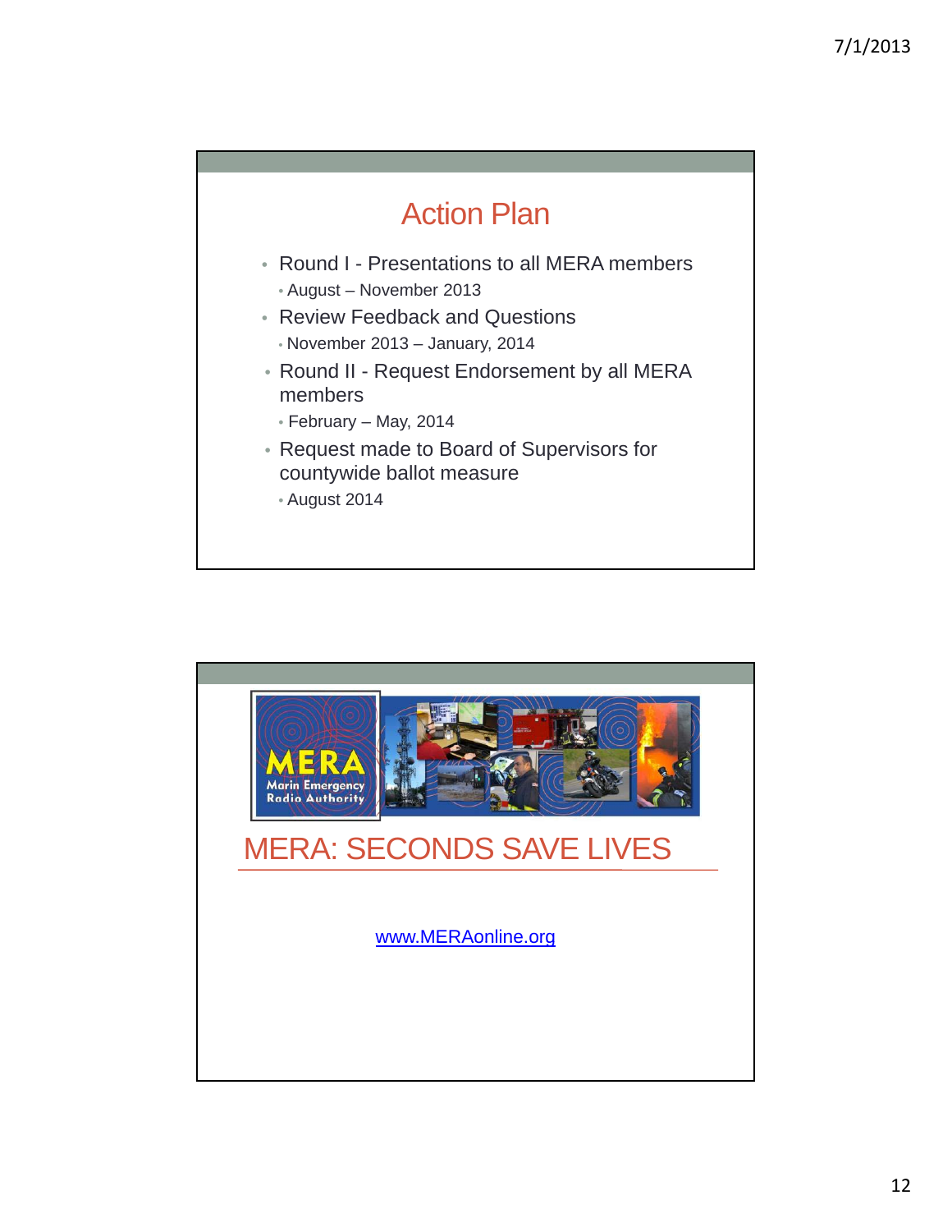## Action Plan

- Round I - Presentations to all MERA members
  - August – November 2013
- Review Feedback and Questions
  - November 2013 – January, 2014
- Round II - Request Endorsement by all MERA members
  - February – May, 2014
- Request made to Board of Supervisors for countywide ballot measure
  - August 2014

MERA
Marin Emergency Radio Authority

## MERA: SECONDS SAVE LIVES

www.MERAonline.org